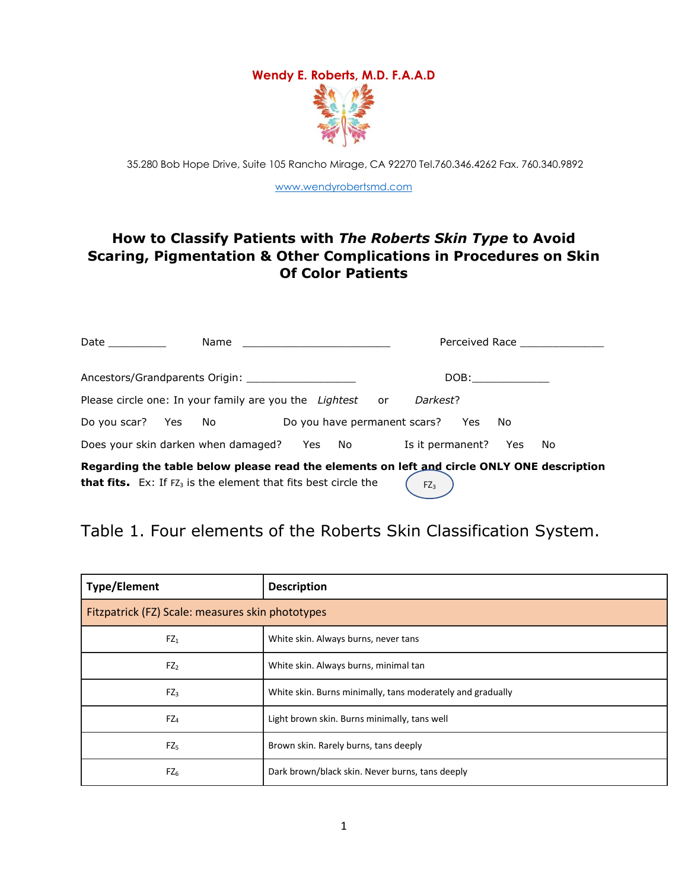**Wendy E. Roberts, M.D. F.A.A.D**

35.280 Bob Hope Drive, Suite 105 Rancho Mirage, CA 92270 Tel.760.346.4262 Fax. 760.340.9892

www.wendyrobertsmd.com

## How to Classify Patients with *The Roberts Skin Type* to Avoid Scaring, Pigmentation & Other Complications in Procedures on Skin Of Color Patients

Date __________ Name _________________________ Perceived Race ______________

Ancestors/Grandparents Origin: __________________ DOB:_____________

Please circle one: In your family are you the *Lightest* or *Darkest*?

Do you scar? Yes No Do you have permanent scars? Yes No

Does your skin darken when damaged? Yes No Is it permanent? Yes No

**Regarding the table below please read the elements on left and circle ONLY ONE description that fits.** Ex: If $FZ_3$ is the element that fits best circle the ($FZ_3$)

## Table 1. Four elements of the Roberts Skin Classification System.

| Type/Element | Description |
|---|---|
| Fitzpatrick (FZ) Scale: measures skin phototypes | |
| $FZ_1$ | White skin. Always burns, never tans |
| $FZ_2$ | White skin. Always burns, minimal tan |
| $FZ_3$ | White skin. Burns minimally, tans moderately and gradually |
| $FZ_4$ | Light brown skin. Burns minimally, tans well |
| $FZ_5$ | Brown skin. Rarely burns, tans deeply |
| $FZ_6$ | Dark brown/black skin. Never burns, tans deeply |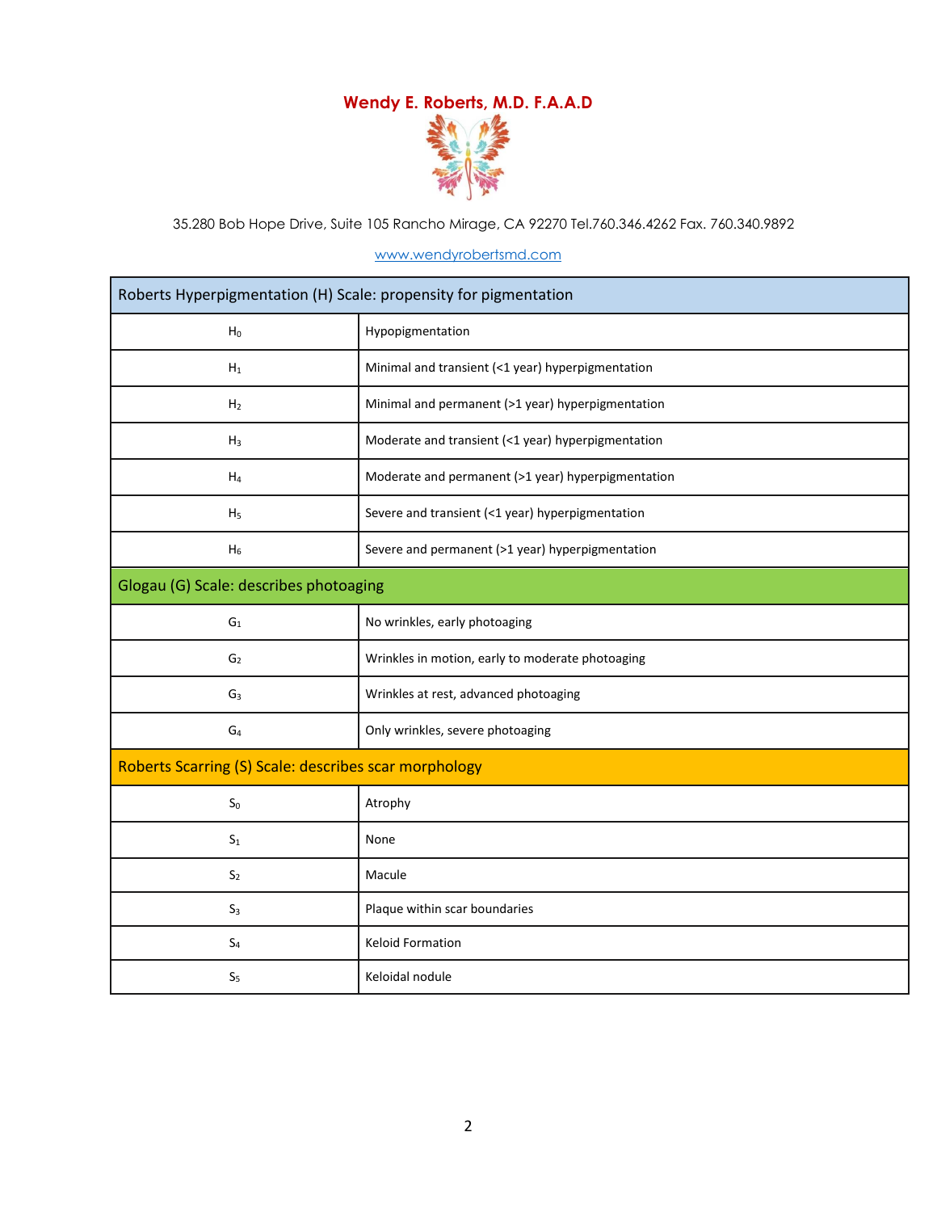**Wendy E. Roberts, M.D. F.A.A.D**

35.280 Bob Hope Drive, Suite 105 Rancho Mirage, CA 92270 Tel.760.346.4262 Fax. 760.340.9892

www.wendyrobertsmd.com

| Roberts Hyperpigmentation (H) Scale: propensity for pigmentation | |
|---|---|
| $H_0$ | Hypopigmentation |
| $H_1$ | Minimal and transient (<1 year) hyperpigmentation |
| $H_2$ | Minimal and permanent (>1 year) hyperpigmentation |
| $H_3$ | Moderate and transient (<1 year) hyperpigmentation |
| $H_4$ | Moderate and permanent (>1 year) hyperpigmentation |
| $H_5$ | Severe and transient (<1 year) hyperpigmentation |
| $H_6$ | Severe and permanent (>1 year) hyperpigmentation |
| **Glogau (G) Scale: describes photoaging** | |
| $G_1$ | No wrinkles, early photoaging |
| $G_2$ | Wrinkles in motion, early to moderate photoaging |
| $G_3$ | Wrinkles at rest, advanced photoaging |
| $G_4$ | Only wrinkles, severe photoaging |
| **Roberts Scarring (S) Scale: describes scar morphology** | |
| $S_0$ | Atrophy |
| $S_1$ | None |
| $S_2$ | Macule |
| $S_3$ | Plaque within scar boundaries |
| $S_4$ | Keloid Formation |
| $S_5$ | Keloidal nodule |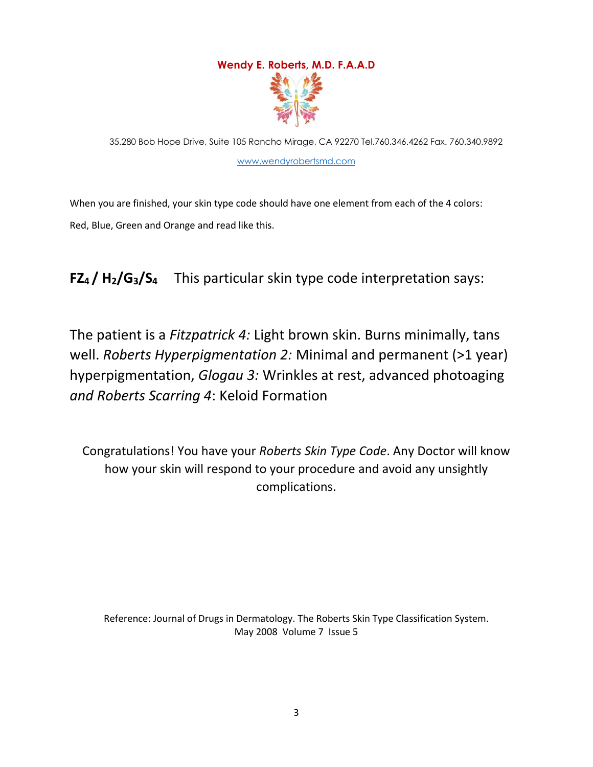**Wendy E. Roberts, M.D. F.A.A.D**

35.280 Bob Hope Drive, Suite 105 Rancho Mirage, CA 92270 Tel.760.346.4262 Fax. 760.340.9892

www.wendyrobertsmd.com

When you are finished, your skin type code should have one element from each of the 4 colors:

Red, Blue, Green and Orange and read like this.

**$FZ_4$ / $H_2$/$G_3$/$S_4$** This particular skin type code interpretation says:

The patient is a *Fitzpatrick 4:* Light brown skin. Burns minimally, tans well. *Roberts Hyperpigmentation 2:* Minimal and permanent (>1 year) hyperpigmentation, *Glogau 3:* Wrinkles at rest, advanced photoaging *and Roberts Scarring 4*: Keloid Formation

Congratulations! You have your *Roberts Skin Type Code*. Any Doctor will know how your skin will respond to your procedure and avoid any unsightly complications.

Reference: Journal of Drugs in Dermatology. The Roberts Skin Type Classification System. May 2008 Volume 7 Issue 5